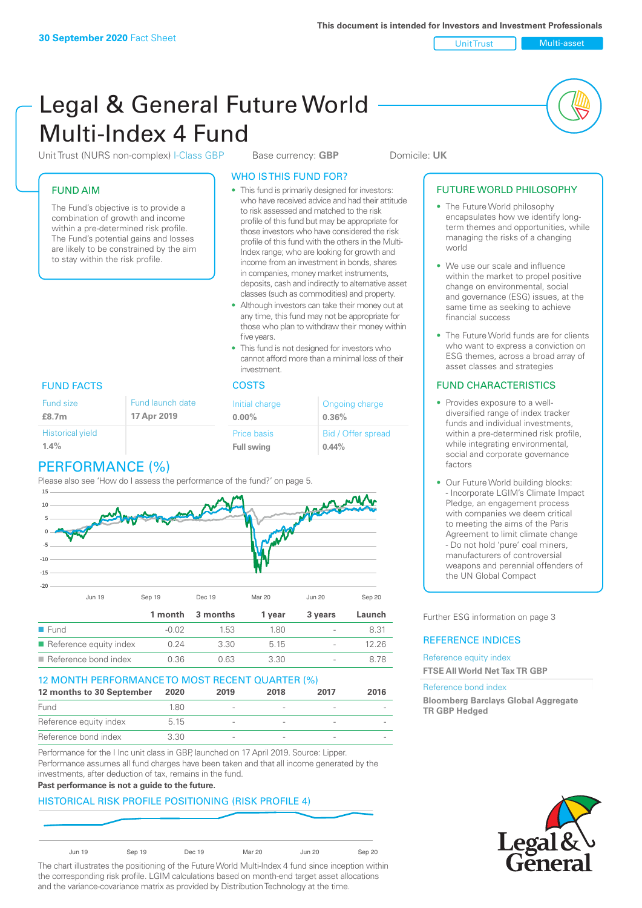**30 September 2020** Fact Sheet

This document is intended for Investors and Investment Professionals

Unit Trust | Multi-asset

# Legal & General Future World Multi-Index 4 Fund

Unit Trust (NURS non-complex) I-Class GBP | Base currency: **GBP** | Domicile: **UK**

## FUND AIM

The Fund's objective is to provide a combination of growth and income within a pre-determined risk profile. The Fund's potential gains and losses are likely to be constrained by the aim to stay within the risk profile.

## WHO IS THIS FUND FOR?

- This fund is primarily designed for investors: who have received advice and had their attitude to risk assessed and matched to the risk profile of this fund but may be appropriate for those investors who have considered the risk profile of this fund with the others in the Multi-Index range; who are looking for growth and income from an investment in bonds, shares in companies, money market instruments, deposits, cash and indirectly to alternative asset classes (such as commodities) and property.
- Although investors can take their money out at any time, this fund may not be appropriate for those who plan to withdraw their money within five years.
- This fund is not designed for investors who cannot afford more than a minimal loss of their investment.

## FUTURE WORLD PHILOSOPHY

- The Future World philosophy encapsulates how we identify long-term themes and opportunities, while managing the risks of a changing world
- We use our scale and influence within the market to propel positive change on environmental, social and governance (ESG) issues, at the same time as seeking to achieve financial success
- The Future World funds are for clients who want to express a conviction on ESG themes, across a broad array of asset classes and strategies

## FUND FACTS

| Fund size | Fund launch date |
|---|---|
| **£8.7m** | **17 Apr 2019** |
| Historical yield | |
| **1.4%** | |

## COSTS

| Initial charge | Ongoing charge |
|---|---|
| **0.00%** | **0.36%** |
| Price basis | Bid / Offer spread |
| **Full swing** | **0.44%** |

## FUND CHARACTERISTICS

- Provides exposure to a well-diversified range of index tracker funds and individual investments, within a pre-determined risk profile, while integrating environmental, social and corporate governance factors
- Our Future World building blocks:
  - Incorporate LGIM's Climate Impact Pledge, an engagement process with companies we deem critical to meeting the aims of the Paris Agreement to limit climate change
  - Do not hold 'pure' coal miners, manufacturers of controversial weapons and perennial offenders of the UN Global Compact

## PERFORMANCE (%)

Please also see 'How do I assess the performance of the fund?' on page 5.

| | 1 month | 3 months | 1 year | 3 years | Launch |
|---|---|---|---|---|---|
| Fund | -0.02 | 1.53 | 1.80 | - | 8.31 |
| Reference equity index | 0.24 | 3.30 | 5.15 | - | 12.26 |
| Reference bond index | 0.36 | 0.63 | 3.30 | - | 8.78 |

## 12 MONTH PERFORMANCE TO MOST RECENT QUARTER (%)

| 12 months to 30 September | 2020 | 2019 | 2018 | 2017 | 2016 |
|---|---|---|---|---|---|
| Fund | 1.80 | - | - | - | - |
| Reference equity index | 5.15 | - | - | - | - |
| Reference bond index | 3.30 | - | - | - | - |

Performance for the I Inc unit class in GBP, launched on 17 April 2019. Source: Lipper. Performance assumes all fund charges have been taken and that all income generated by the investments, after deduction of tax, remains in the fund.

**Past performance is not a guide to the future.**

## HISTORICAL RISK PROFILE POSITIONING (RISK PROFILE 4)

The chart illustrates the positioning of the Future World Multi-Index 4 fund since inception within the corresponding risk profile. LGIM calculations based on month-end target asset allocations and the variance-covariance matrix as provided by Distribution Technology at the time.

Further ESG information on page 3

## REFERENCE INDICES

Reference equity index
**FTSE All World Net Tax TR GBP**

Reference bond index
**Bloomberg Barclays Global Aggregate TR GBP Hedged**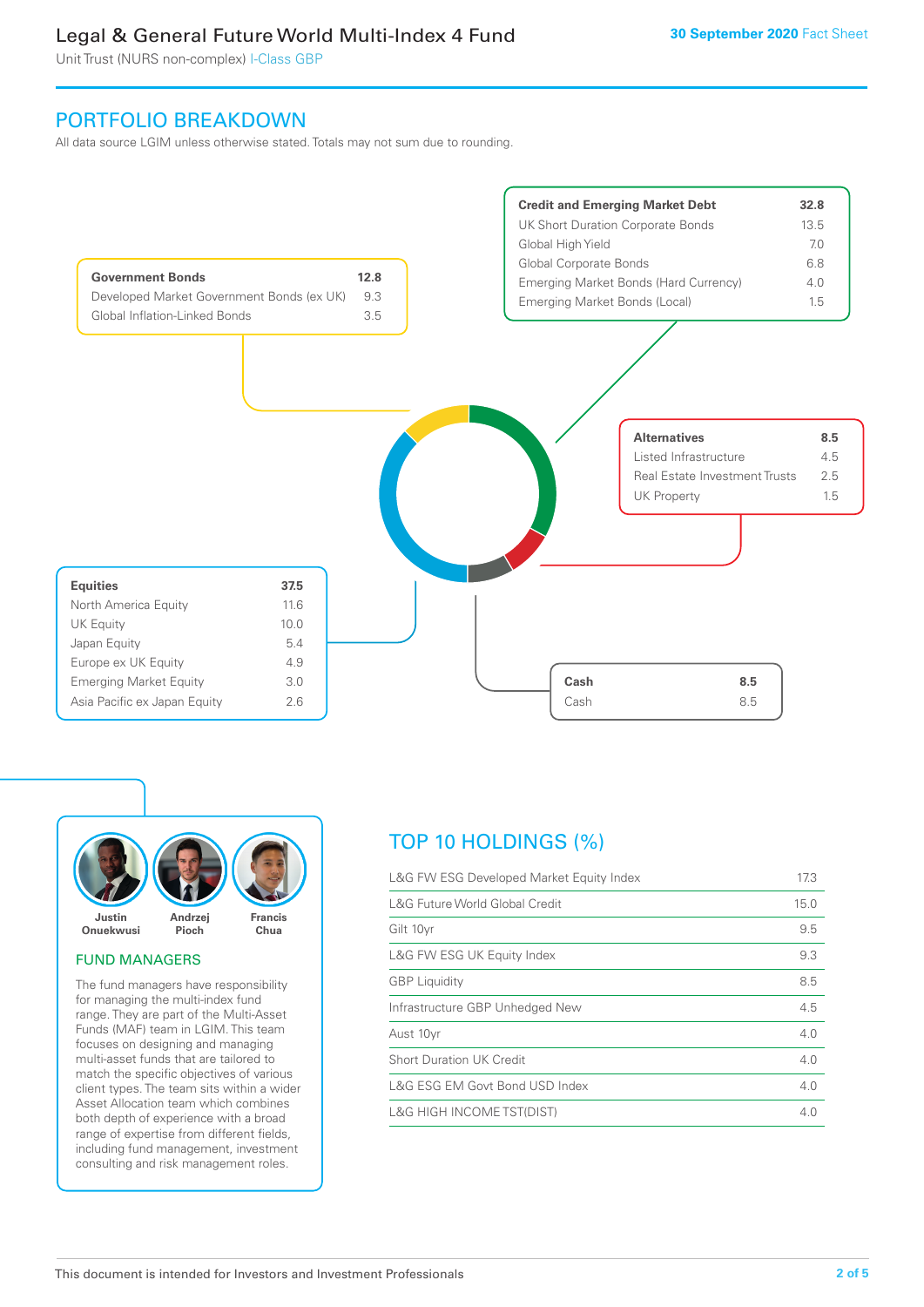# Legal & General Future World Multi-Index 4 Fund

Unit Trust (NURS non-complex) I-Class GBP

30 September 2020 Fact Sheet

## PORTFOLIO BREAKDOWN

All data source LGIM unless otherwise stated. Totals may not sum due to rounding.

| **Credit and Emerging Market Debt** | **32.8** |
|---|---|
| UK Short Duration Corporate Bonds | 13.5 |
| Global High Yield | 7.0 |
| Global Corporate Bonds | 6.8 |
| Emerging Market Bonds (Hard Currency) | 4.0 |
| Emerging Market Bonds (Local) | 1.5 |

| **Government Bonds** | **12.8** |
|---|---|
| Developed Market Government Bonds (ex UK) | 9.3 |
| Global Inflation-Linked Bonds | 3.5 |

| **Alternatives** | **8.5** |
|---|---|
| Listed Infrastructure | 4.5 |
| Real Estate Investment Trusts | 2.5 |
| UK Property | 1.5 |

| **Equities** | **37.5** |
|---|---|
| North America Equity | 11.6 |
| UK Equity | 10.0 |
| Japan Equity | 5.4 |
| Europe ex UK Equity | 4.9 |
| Emerging Market Equity | 3.0 |
| Asia Pacific ex Japan Equity | 2.6 |

| **Cash** | **8.5** |
|---|---|
| Cash | 8.5 |

Justin Onuekwusi, Andrzej Pioch, Francis Chua

### FUND MANAGERS

The fund managers have responsibility for managing the multi-index fund range. They are part of the Multi-Asset Funds (MAF) team in LGIM. This team focuses on designing and managing multi-asset funds that are tailored to match the specific objectives of various client types. The team sits within a wider Asset Allocation team which combines both depth of experience with a broad range of expertise from different fields, including fund management, investment consulting and risk management roles.

## TOP 10 HOLDINGS (%)

| Holding | % |
|---|---|
| L&G FW ESG Developed Market Equity Index | 17.3 |
| L&G Future World Global Credit | 15.0 |
| Gilt 10yr | 9.5 |
| L&G FW ESG UK Equity Index | 9.3 |
| GBP Liquidity | 8.5 |
| Infrastructure GBP Unhedged New | 4.5 |
| Aust 10yr | 4.0 |
| Short Duration UK Credit | 4.0 |
| L&G ESG EM Govt Bond USD Index | 4.0 |
| L&G HIGH INCOME TST(DIST) | 4.0 |

This document is intended for Investors and Investment Professionals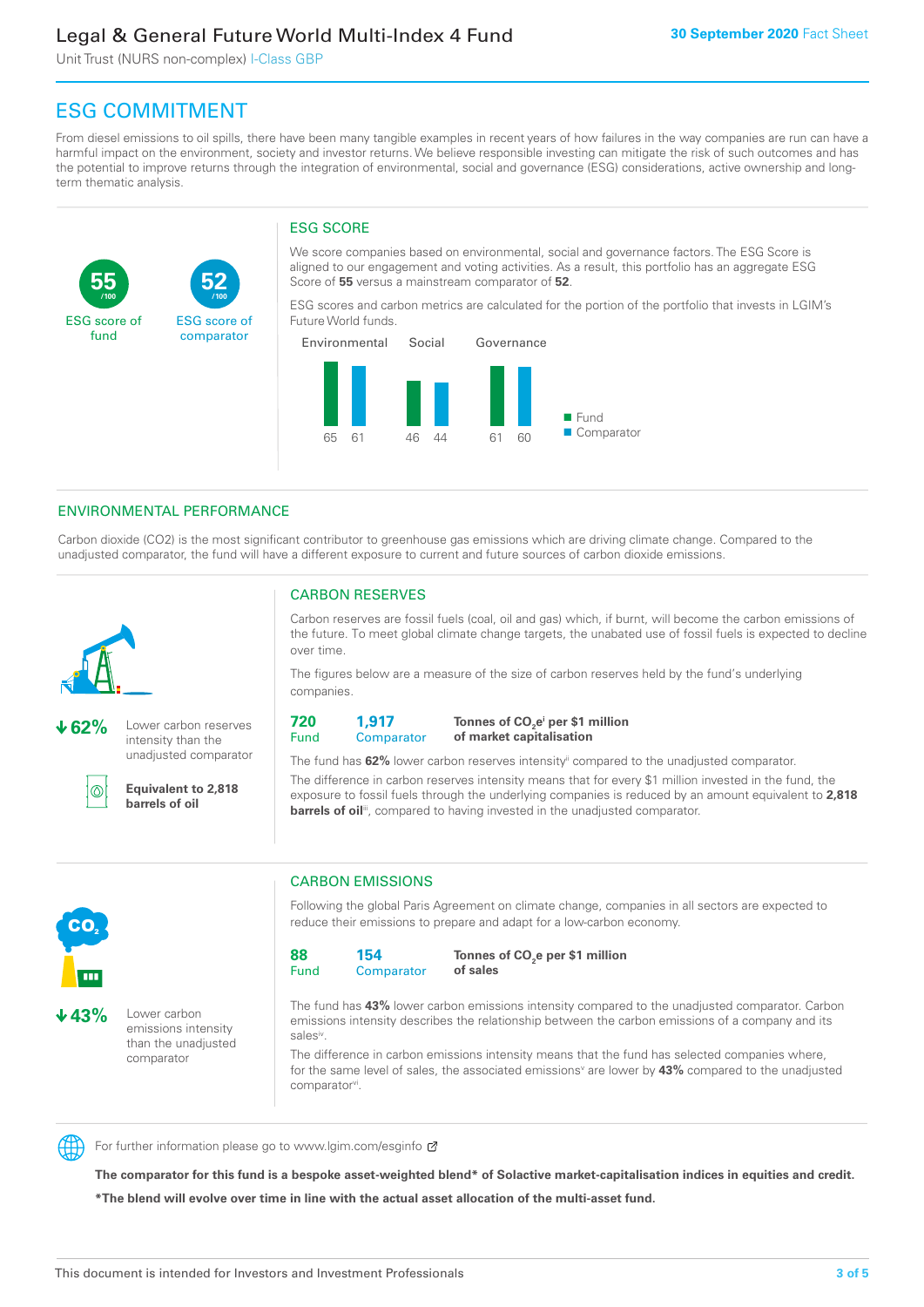# Legal & General Future World Multi-Index 4 Fund

Unit Trust (NURS non-complex) I-Class GBP

**30 September 2020** Fact Sheet

## ESG COMMITMENT

From diesel emissions to oil spills, there have been many tangible examples in recent years of how failures in the way companies are run can have a harmful impact on the environment, society and investor returns. We believe responsible investing can mitigate the risk of such outcomes and has the potential to improve returns through the integration of environmental, social and governance (ESG) considerations, active ownership and long-term thematic analysis.

**55** /100 ESG score of fund

**52** /100 ESG score of comparator

### ESG SCORE

We score companies based on environmental, social and governance factors. The ESG Score is aligned to our engagement and voting activities. As a result, this portfolio has an aggregate ESG Score of **55** versus a mainstream comparator of **52**.

ESG scores and carbon metrics are calculated for the portion of the portfolio that invests in LGIM's Future World funds.

| | Environmental | Social | Governance |
|---|---|---|---|
| Fund | 65 | 46 | 61 |
| Comparator | 61 | 44 | 60 |

## ENVIRONMENTAL PERFORMANCE

Carbon dioxide (CO2) is the most significant contributor to greenhouse gas emissions which are driving climate change. Compared to the unadjusted comparator, the fund will have a different exposure to current and future sources of carbon dioxide emissions.

**↓62%** Lower carbon reserves intensity than the unadjusted comparator

**Equivalent to 2,818 barrels of oil**

### CARBON RESERVES

Carbon reserves are fossil fuels (coal, oil and gas) which, if burnt, will become the carbon emissions of the future. To meet global climate change targets, the unabated use of fossil fuels is expected to decline over time.

The figures below are a measure of the size of carbon reserves held by the fund's underlying companies.

| Fund | Comparator | |
|---|---|---|
| 720 | 1,917 | **Tonnes of $CO_2e$[i] per $1 million of market capitalisation** |

The fund has **62%** lower carbon reserves intensity[ii] compared to the unadjusted comparator.

The difference in carbon reserves intensity means that for every $1 million invested in the fund, the exposure to fossil fuels through the underlying companies is reduced by an amount equivalent to **2,818 barrels of oil**[iii], compared to having invested in the unadjusted comparator.

**↓43%** Lower carbon emissions intensity than the unadjusted comparator

### CARBON EMISSIONS

Following the global Paris Agreement on climate change, companies in all sectors are expected to reduce their emissions to prepare and adapt for a low-carbon economy.

| Fund | Comparator | |
|---|---|---|
| 88 | 154 | **Tonnes of $CO_2e$ per $1 million of sales** |

The fund has **43%** lower carbon emissions intensity compared to the unadjusted comparator. Carbon emissions intensity describes the relationship between the carbon emissions of a company and its sales[iv].

The difference in carbon emissions intensity means that the fund has selected companies where, for the same level of sales, the associated emissions[v] are lower by **43%** compared to the unadjusted comparator[vi].

For further information please go to www.lgim.com/esginfo

**The comparator for this fund is a bespoke asset-weighted blend* of Solactive market-capitalisation indices in equities and credit.**

***The blend will evolve over time in line with the actual asset allocation of the multi-asset fund.**

This document is intended for Investors and Investment Professionals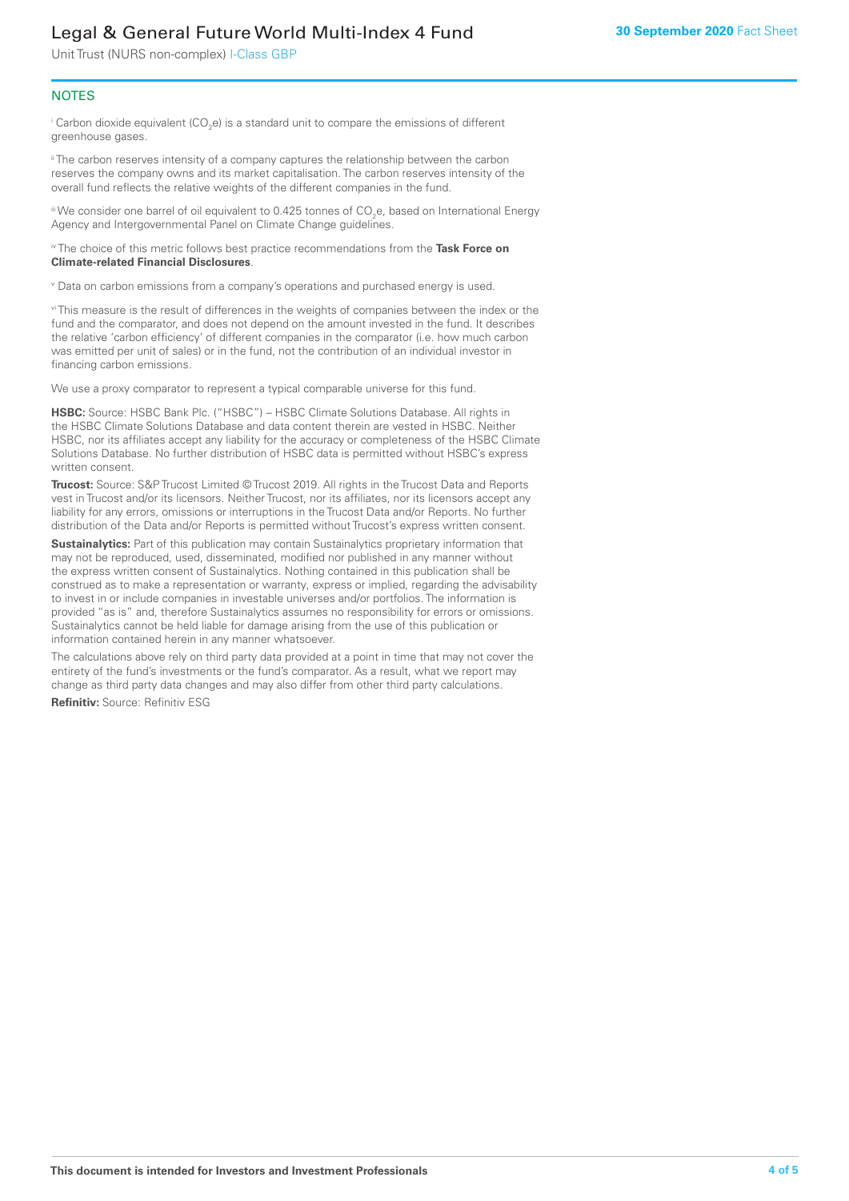## NOTES

[i] Carbon dioxide equivalent ($CO_2e$) is a standard unit to compare the emissions of different greenhouse gases.

[ii] The carbon reserves intensity of a company captures the relationship between the carbon reserves the company owns and its market capitalisation. The carbon reserves intensity of the overall fund reflects the relative weights of the different companies in the fund.

[iii] We consider one barrel of oil equivalent to 0.425 tonnes of $CO_2e$, based on International Energy Agency and Intergovernmental Panel on Climate Change guidelines.

[iv] The choice of this metric follows best practice recommendations from the **Task Force on Climate-related Financial Disclosures**.

[v] Data on carbon emissions from a company's operations and purchased energy is used.

[vi] This measure is the result of differences in the weights of companies between the index or the fund and the comparator, and does not depend on the amount invested in the fund. It describes the relative 'carbon efficiency' of different companies in the comparator (i.e. how much carbon was emitted per unit of sales) or in the fund, not the contribution of an individual investor in financing carbon emissions.

We use a proxy comparator to represent a typical comparable universe for this fund.

**HSBC:** Source: HSBC Bank Plc. ("HSBC") – HSBC Climate Solutions Database. All rights in the HSBC Climate Solutions Database and data content therein are vested in HSBC. Neither HSBC, nor its affiliates accept any liability for the accuracy or completeness of the HSBC Climate Solutions Database. No further distribution of HSBC data is permitted without HSBC's express written consent.

**Trucost:** Source: S&P Trucost Limited © Trucost 2019. All rights in the Trucost Data and Reports vest in Trucost and/or its licensors. Neither Trucost, nor its affiliates, nor its licensors accept any liability for any errors, omissions or interruptions in the Trucost Data and/or Reports. No further distribution of the Data and/or Reports is permitted without Trucost's express written consent.

**Sustainalytics:** Part of this publication may contain Sustainalytics proprietary information that may not be reproduced, used, disseminated, modified nor published in any manner without the express written consent of Sustainalytics. Nothing contained in this publication shall be construed as to make a representation or warranty, express or implied, regarding the advisability to invest in or include companies in investable universes and/or portfolios. The information is provided "as is" and, therefore Sustainalytics assumes no responsibility for errors or omissions. Sustainalytics cannot be held liable for damage arising from the use of this publication or information contained herein in any manner whatsoever.

The calculations above rely on third party data provided at a point in time that may not cover the entirety of the fund's investments or the fund's comparator. As a result, what we report may change as third party data changes and may also differ from other third party calculations.

**Refinitiv:** Source: Refinitiv ESG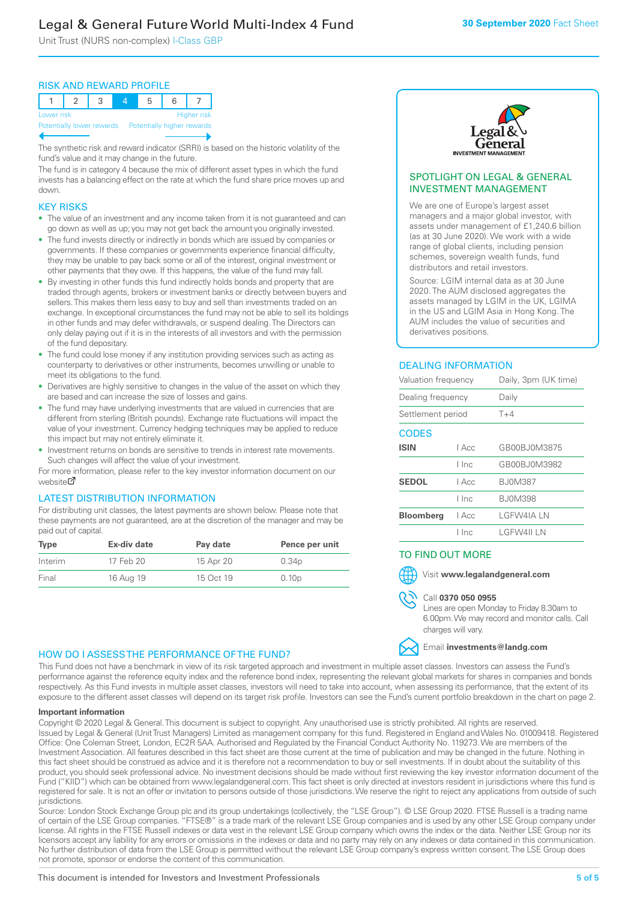# Legal & General Future World Multi-Index 4 Fund

Unit Trust (NURS non-complex) I-Class GBP

**30 September 2020** Fact Sheet

## RISK AND REWARD PROFILE

| 1 | 2 | 3 | 4 | 5 | 6 | 7 |
|---|---|---|---|---|---|---|

Lower risk — Higher risk

Potentially lower rewards — Potentially higher rewards

The synthetic risk and reward indicator (SRRI) is based on the historic volatility of the fund's value and it may change in the future.

The fund is in category 4 because the mix of different asset types in which the fund invests has a balancing effect on the rate at which the fund share price moves up and down.

## KEY RISKS

- The value of an investment and any income taken from it is not guaranteed and can go down as well as up; you may not get back the amount you originally invested.
- The fund invests directly or indirectly in bonds which are issued by companies or governments. If these companies or governments experience financial difficulty, they may be unable to pay back some or all of the interest, original investment or other payments that they owe. If this happens, the value of the fund may fall.
- By investing in other funds this fund indirectly holds bonds and property that are traded through agents, brokers or investment banks or directly between buyers and sellers. This makes them less easy to buy and sell than investments traded on an exchange. In exceptional circumstances the fund may not be able to sell its holdings in other funds and may defer withdrawals, or suspend dealing. The Directors can only delay paying out if it is in the interests of all investors and with the permission of the fund depositary.
- The fund could lose money if any institution providing services such as acting as counterparty to derivatives or other instruments, becomes unwilling or unable to meet its obligations to the fund.
- Derivatives are highly sensitive to changes in the value of the asset on which they are based and can increase the size of losses and gains.
- The fund may have underlying investments that are valued in currencies that are different from sterling (British pounds). Exchange rate fluctuations will impact the value of your investment. Currency hedging techniques may be applied to reduce this impact but may not entirely eliminate it.
- Investment returns on bonds are sensitive to trends in interest rate movements. Such changes will affect the value of your investment.

For more information, please refer to the key investor information document on our website

## LATEST DISTRIBUTION INFORMATION

For distributing unit classes, the latest payments are shown below. Please note that these payments are not guaranteed, are at the discretion of the manager and may be paid out of capital.

| Type | Ex-div date | Pay date | Pence per unit |
|---|---|---|---|
| Interim | 17 Feb 20 | 15 Apr 20 | 0.34p |
| Final | 16 Aug 19 | 15 Oct 19 | 0.10p |

## SPOTLIGHT ON LEGAL & GENERAL INVESTMENT MANAGEMENT

We are one of Europe's largest asset managers and a major global investor, with assets under management of £1,240.6 billion (as at 30 June 2020). We work with a wide range of global clients, including pension schemes, sovereign wealth funds, fund distributors and retail investors.

Source: LGIM internal data as at 30 June 2020. The AUM disclosed aggregates the assets managed by LGIM in the UK, LGIMA in the US and LGIM Asia in Hong Kong. The AUM includes the value of securities and derivatives positions.

## DEALING INFORMATION

| | |
|---|---|
| Valuation frequency | Daily, 3pm (UK time) |
| Dealing frequency | Daily |
| Settlement period | T+4 |

## CODES

| | | |
|---|---|---|
| **ISIN** | I Acc | GB00BJ0M3875 |
| | I Inc | GB00BJ0M3982 |
| **SEDOL** | I Acc | BJ0M387 |
| | I Inc | BJ0M398 |
| **Bloomberg** | I Acc | LGFW4IA LN |
| | I Inc | LGFW4II LN |

## TO FIND OUT MORE

Visit **www.legalandgeneral.com**

Call **0370 050 0955**
Lines are open Monday to Friday 8.30am to 6.00pm. We may record and monitor calls. Call charges will vary.

Email **investments@landg.com**

## HOW DO I ASSESS THE PERFORMANCE OF THE FUND?

This Fund does not have a benchmark in view of its risk targeted approach and investment in multiple asset classes. Investors can assess the Fund's performance against the reference equity index and the reference bond index, representing the relevant global markets for shares in companies and bonds respectively. As this Fund invests in multiple asset classes, investors will need to take into account, when assessing its performance, that the extent of its exposure to the different asset classes will depend on its target risk profile. Investors can see the Fund's current portfolio breakdown in the chart on page 2.

**Important information**

Copyright © 2020 Legal & General. This document is subject to copyright. Any unauthorised use is strictly prohibited. All rights are reserved.

Issued by Legal & General (Unit Trust Managers) Limited as management company for this fund. Registered in England and Wales No. 01009418. Registered Office: One Coleman Street, London, EC2R 5AA. Authorised and Regulated by the Financial Conduct Authority No. 119273. We are members of the Investment Association. All features described in this fact sheet are those current at the time of publication and may be changed in the future. Nothing in this fact sheet should be construed as advice and it is therefore not a recommendation to buy or sell investments. If in doubt about the suitability of this product, you should seek professional advice. No investment decisions should be made without first reviewing the key investor information document of the Fund ("KIID") which can be obtained from www.legalandgeneral.com. This fact sheet is only directed at investors resident in jurisdictions where this fund is registered for sale. It is not an offer or invitation to persons outside of those jurisdictions. We reserve the right to reject any applications from outside of such jurisdictions.

Source: London Stock Exchange Group plc and its group undertakings (collectively, the "LSE Group"). © LSE Group 2020. FTSE Russell is a trading name of certain of the LSE Group companies. "FTSE®" is a trade mark of the relevant LSE Group companies and is used by any other LSE Group company under license. All rights in the FTSE Russell indexes or data vest in the relevant LSE Group company which owns the index or the data. Neither LSE Group nor its licensors accept any liability for any errors or omissions in the indexes or data and no party may rely on any indexes or data contained in this communication. No further distribution of data from the LSE Group is permitted without the relevant LSE Group company's express written consent. The LSE Group does not promote, sponsor or endorse the content of this communication.

This document is intended for Investors and Investment Professionals